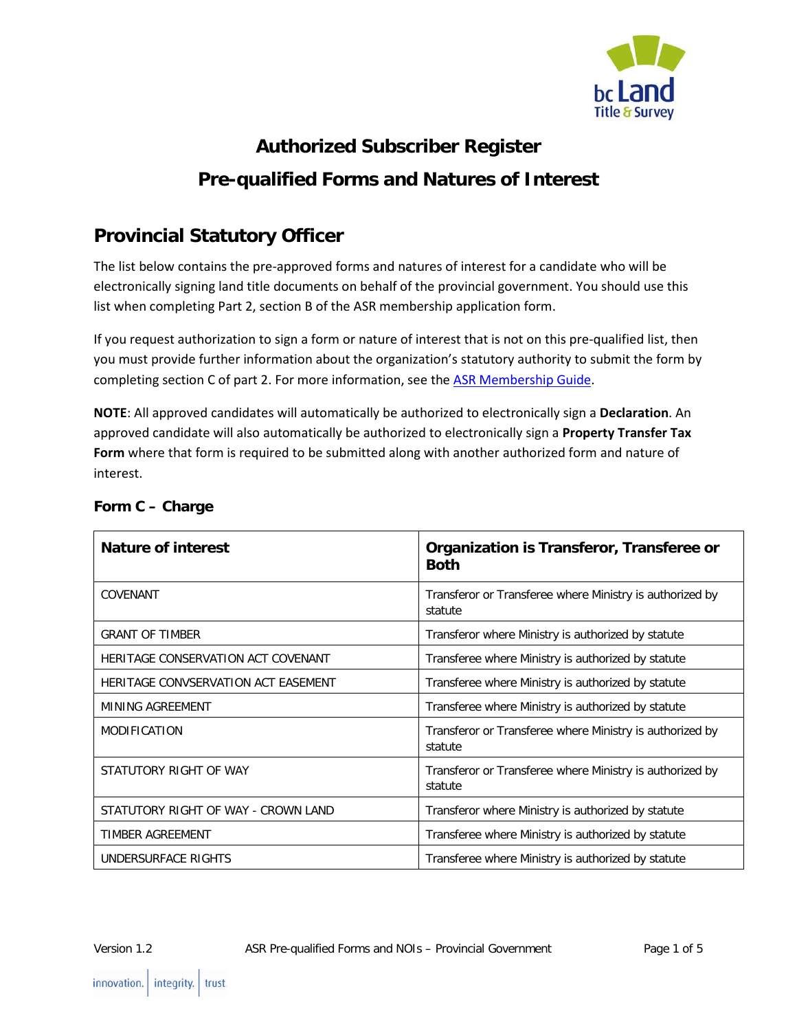# Authorized Subscriber Register

# Pre-qualified Forms and Natures of Interest

## Provincial Statutory Officer

The list below contains the pre-approved forms and natures of interest for a candidate who will be electronically signing land title documents on behalf of the provincial government. You should use this list when completing Part 2, section B of the ASR membership application form.

If you request authorization to sign a form or nature of interest that is not on this pre-qualified list, then you must provide further information about the organization's statutory authority to submit the form by completing section C of part 2. For more information, see the ASR Membership Guide.

**NOTE**: All approved candidates will automatically be authorized to electronically sign a **Declaration**. An approved candidate will also automatically be authorized to electronically sign a **Property Transfer Tax Form** where that form is required to be submitted along with another authorized form and nature of interest.

### Form C – Charge

| Nature of interest | Organization is Transferor, Transferee or Both |
|---|---|
| COVENANT | Transferor or Transferee where Ministry is authorized by statute |
| GRANT OF TIMBER | Transferor where Ministry is authorized by statute |
| HERITAGE CONSERVATION ACT COVENANT | Transferee where Ministry is authorized by statute |
| HERITAGE CONVSERVATION ACT EASEMENT | Transferee where Ministry is authorized by statute |
| MINING AGREEMENT | Transferee where Ministry is authorized by statute |
| MODIFICATION | Transferor or Transferee where Ministry is authorized by statute |
| STATUTORY RIGHT OF WAY | Transferor or Transferee where Ministry is authorized by statute |
| STATUTORY RIGHT OF WAY - CROWN LAND | Transferor where Ministry is authorized by statute |
| TIMBER AGREEMENT | Transferee where Ministry is authorized by statute |
| UNDERSURFACE RIGHTS | Transferee where Ministry is authorized by statute |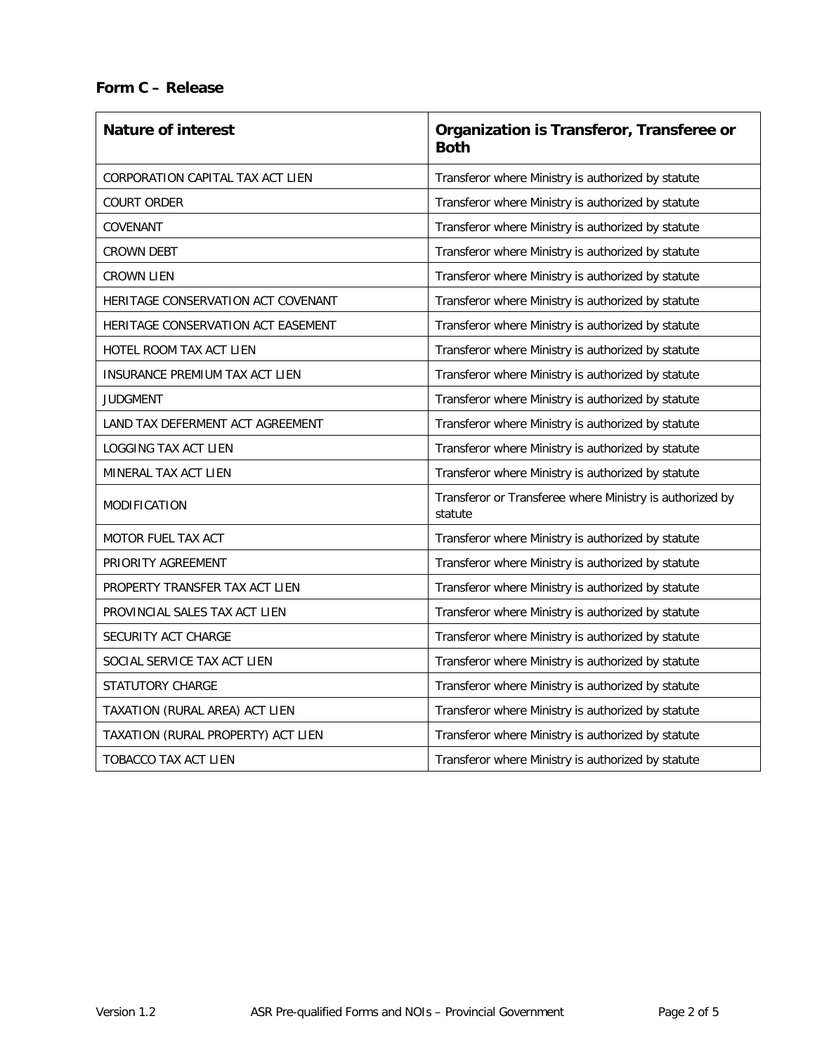**Form C – Release**

| Nature of interest | Organization is Transferor, Transferee or Both |
|---|---|
| CORPORATION CAPITAL TAX ACT LIEN | Transferor where Ministry is authorized by statute |
| COURT ORDER | Transferor where Ministry is authorized by statute |
| COVENANT | Transferor where Ministry is authorized by statute |
| CROWN DEBT | Transferor where Ministry is authorized by statute |
| CROWN LIEN | Transferor where Ministry is authorized by statute |
| HERITAGE CONSERVATION ACT COVENANT | Transferor where Ministry is authorized by statute |
| HERITAGE CONSERVATION ACT EASEMENT | Transferor where Ministry is authorized by statute |
| HOTEL ROOM TAX ACT LIEN | Transferor where Ministry is authorized by statute |
| INSURANCE PREMIUM TAX ACT LIEN | Transferor where Ministry is authorized by statute |
| JUDGMENT | Transferor where Ministry is authorized by statute |
| LAND TAX DEFERMENT ACT AGREEMENT | Transferor where Ministry is authorized by statute |
| LOGGING TAX ACT LIEN | Transferor where Ministry is authorized by statute |
| MINERAL TAX ACT LIEN | Transferor where Ministry is authorized by statute |
| MODIFICATION | Transferor or Transferee where Ministry is authorized by statute |
| MOTOR FUEL TAX ACT | Transferor where Ministry is authorized by statute |
| PRIORITY AGREEMENT | Transferor where Ministry is authorized by statute |
| PROPERTY TRANSFER TAX ACT LIEN | Transferor where Ministry is authorized by statute |
| PROVINCIAL SALES TAX ACT LIEN | Transferor where Ministry is authorized by statute |
| SECURITY ACT CHARGE | Transferor where Ministry is authorized by statute |
| SOCIAL SERVICE TAX ACT LIEN | Transferor where Ministry is authorized by statute |
| STATUTORY CHARGE | Transferor where Ministry is authorized by statute |
| TAXATION (RURAL AREA) ACT LIEN | Transferor where Ministry is authorized by statute |
| TAXATION (RURAL PROPERTY) ACT LIEN | Transferor where Ministry is authorized by statute |
| TOBACCO TAX ACT LIEN | Transferor where Ministry is authorized by statute |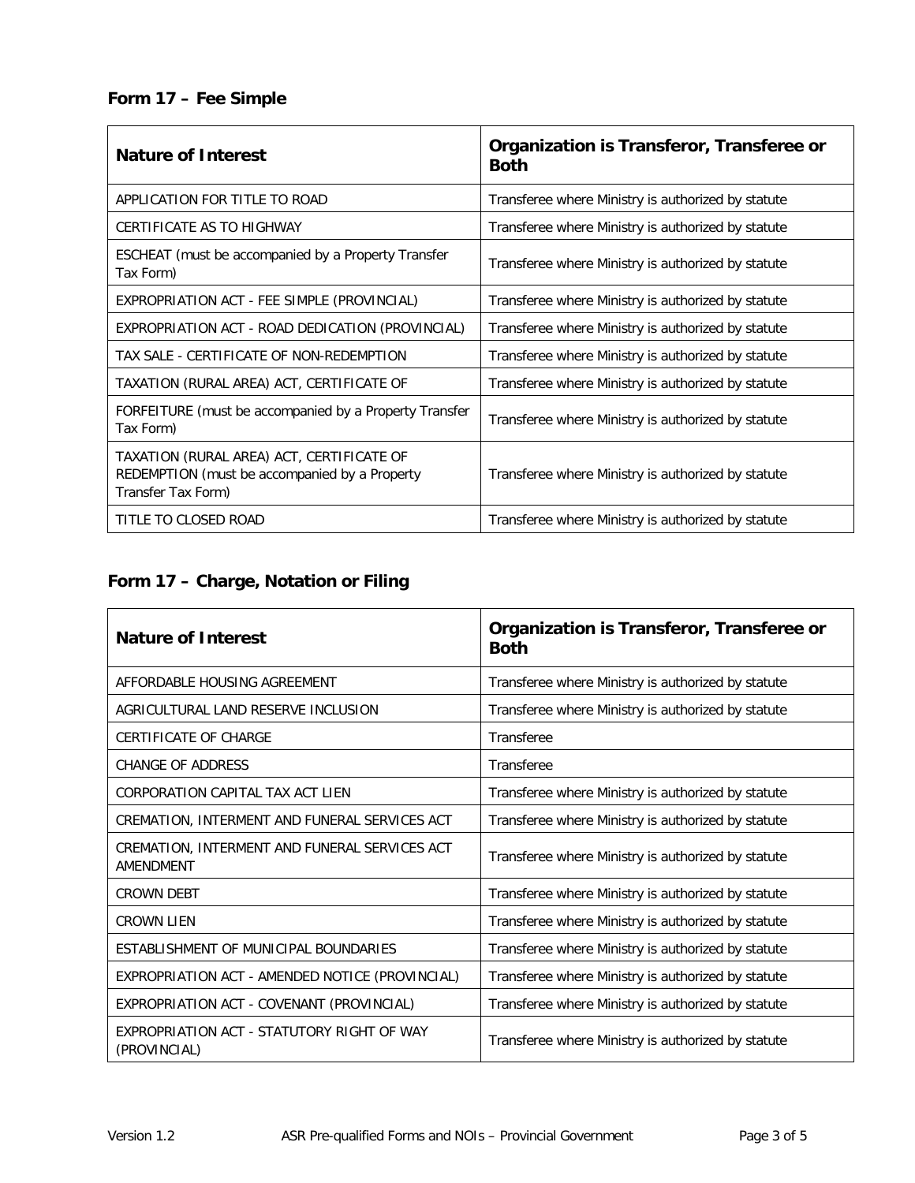## Form 17 – Fee Simple

| Nature of Interest | Organization is Transferor, Transferee or Both |
| --- | --- |
| APPLICATION FOR TITLE TO ROAD | Transferee where Ministry is authorized by statute |
| CERTIFICATE AS TO HIGHWAY | Transferee where Ministry is authorized by statute |
| ESCHEAT (must be accompanied by a Property Transfer Tax Form) | Transferee where Ministry is authorized by statute |
| EXPROPRIATION ACT - FEE SIMPLE (PROVINCIAL) | Transferee where Ministry is authorized by statute |
| EXPROPRIATION ACT - ROAD DEDICATION (PROVINCIAL) | Transferee where Ministry is authorized by statute |
| TAX SALE - CERTIFICATE OF NON-REDEMPTION | Transferee where Ministry is authorized by statute |
| TAXATION (RURAL AREA) ACT, CERTIFICATE OF | Transferee where Ministry is authorized by statute |
| FORFEITURE (must be accompanied by a Property Transfer Tax Form) | Transferee where Ministry is authorized by statute |
| TAXATION (RURAL AREA) ACT, CERTIFICATE OF REDEMPTION (must be accompanied by a Property Transfer Tax Form) | Transferee where Ministry is authorized by statute |
| TITLE TO CLOSED ROAD | Transferee where Ministry is authorized by statute |

## Form 17 – Charge, Notation or Filing

| Nature of Interest | Organization is Transferor, Transferee or Both |
| --- | --- |
| AFFORDABLE HOUSING AGREEMENT | Transferee where Ministry is authorized by statute |
| AGRICULTURAL LAND RESERVE INCLUSION | Transferee where Ministry is authorized by statute |
| CERTIFICATE OF CHARGE | Transferee |
| CHANGE OF ADDRESS | Transferee |
| CORPORATION CAPITAL TAX ACT LIEN | Transferee where Ministry is authorized by statute |
| CREMATION, INTERMENT AND FUNERAL SERVICES ACT | Transferee where Ministry is authorized by statute |
| CREMATION, INTERMENT AND FUNERAL SERVICES ACT AMENDMENT | Transferee where Ministry is authorized by statute |
| CROWN DEBT | Transferee where Ministry is authorized by statute |
| CROWN LIEN | Transferee where Ministry is authorized by statute |
| ESTABLISHMENT OF MUNICIPAL BOUNDARIES | Transferee where Ministry is authorized by statute |
| EXPROPRIATION ACT - AMENDED NOTICE (PROVINCIAL) | Transferee where Ministry is authorized by statute |
| EXPROPRIATION ACT - COVENANT (PROVINCIAL) | Transferee where Ministry is authorized by statute |
| EXPROPRIATION ACT - STATUTORY RIGHT OF WAY (PROVINCIAL) | Transferee where Ministry is authorized by statute |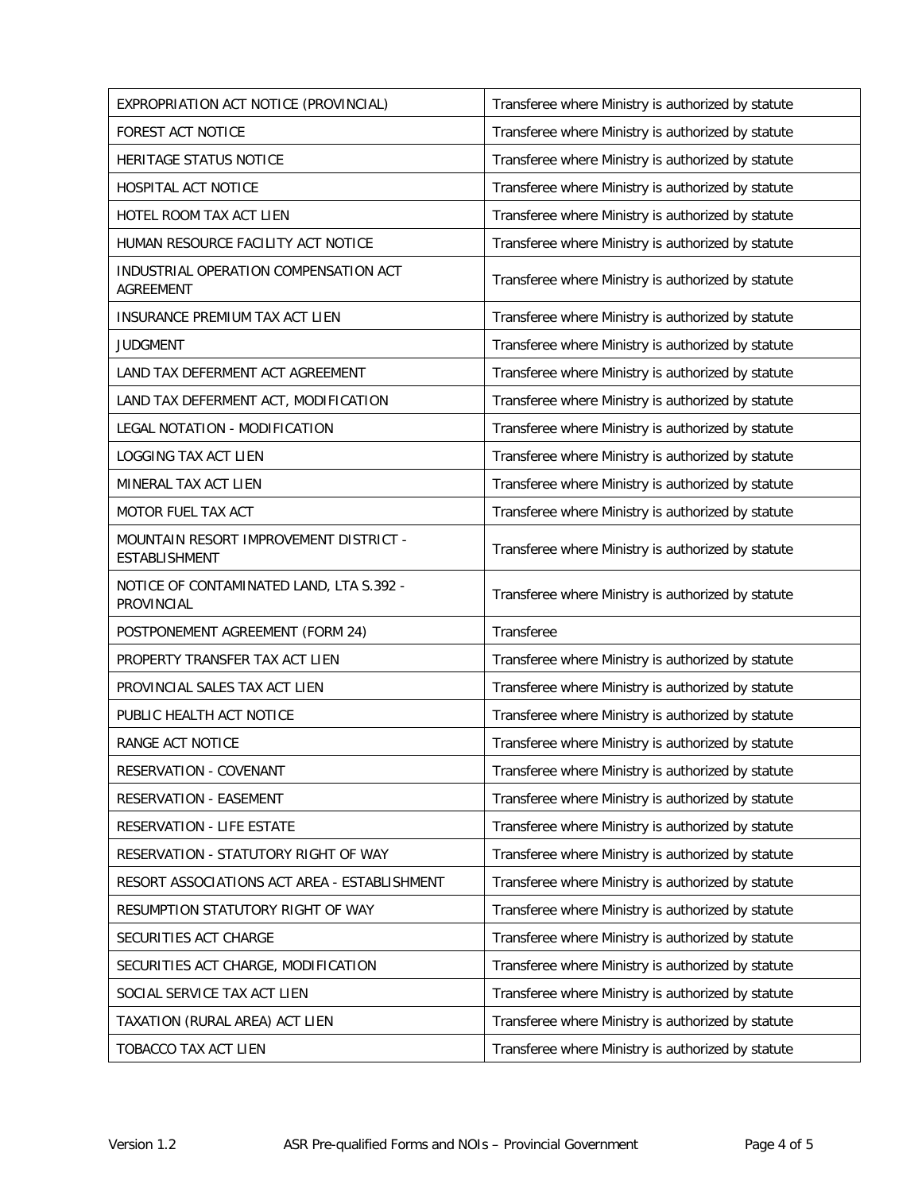| | |
|---|---|
| EXPROPRIATION ACT NOTICE (PROVINCIAL) | Transferee where Ministry is authorized by statute |
| FOREST ACT NOTICE | Transferee where Ministry is authorized by statute |
| HERITAGE STATUS NOTICE | Transferee where Ministry is authorized by statute |
| HOSPITAL ACT NOTICE | Transferee where Ministry is authorized by statute |
| HOTEL ROOM TAX ACT LIEN | Transferee where Ministry is authorized by statute |
| HUMAN RESOURCE FACILITY ACT NOTICE | Transferee where Ministry is authorized by statute |
| INDUSTRIAL OPERATION COMPENSATION ACT AGREEMENT | Transferee where Ministry is authorized by statute |
| INSURANCE PREMIUM TAX ACT LIEN | Transferee where Ministry is authorized by statute |
| JUDGMENT | Transferee where Ministry is authorized by statute |
| LAND TAX DEFERMENT ACT AGREEMENT | Transferee where Ministry is authorized by statute |
| LAND TAX DEFERMENT ACT, MODIFICATION | Transferee where Ministry is authorized by statute |
| LEGAL NOTATION - MODIFICATION | Transferee where Ministry is authorized by statute |
| LOGGING TAX ACT LIEN | Transferee where Ministry is authorized by statute |
| MINERAL TAX ACT LIEN | Transferee where Ministry is authorized by statute |
| MOTOR FUEL TAX ACT | Transferee where Ministry is authorized by statute |
| MOUNTAIN RESORT IMPROVEMENT DISTRICT - ESTABLISHMENT | Transferee where Ministry is authorized by statute |
| NOTICE OF CONTAMINATED LAND, LTA S.392 - PROVINCIAL | Transferee where Ministry is authorized by statute |
| POSTPONEMENT AGREEMENT (FORM 24) | Transferee |
| PROPERTY TRANSFER TAX ACT LIEN | Transferee where Ministry is authorized by statute |
| PROVINCIAL SALES TAX ACT LIEN | Transferee where Ministry is authorized by statute |
| PUBLIC HEALTH ACT NOTICE | Transferee where Ministry is authorized by statute |
| RANGE ACT NOTICE | Transferee where Ministry is authorized by statute |
| RESERVATION - COVENANT | Transferee where Ministry is authorized by statute |
| RESERVATION - EASEMENT | Transferee where Ministry is authorized by statute |
| RESERVATION - LIFE ESTATE | Transferee where Ministry is authorized by statute |
| RESERVATION - STATUTORY RIGHT OF WAY | Transferee where Ministry is authorized by statute |
| RESORT ASSOCIATIONS ACT AREA - ESTABLISHMENT | Transferee where Ministry is authorized by statute |
| RESUMPTION STATUTORY RIGHT OF WAY | Transferee where Ministry is authorized by statute |
| SECURITIES ACT CHARGE | Transferee where Ministry is authorized by statute |
| SECURITIES ACT CHARGE, MODIFICATION | Transferee where Ministry is authorized by statute |
| SOCIAL SERVICE TAX ACT LIEN | Transferee where Ministry is authorized by statute |
| TAXATION (RURAL AREA) ACT LIEN | Transferee where Ministry is authorized by statute |
| TOBACCO TAX ACT LIEN | Transferee where Ministry is authorized by statute |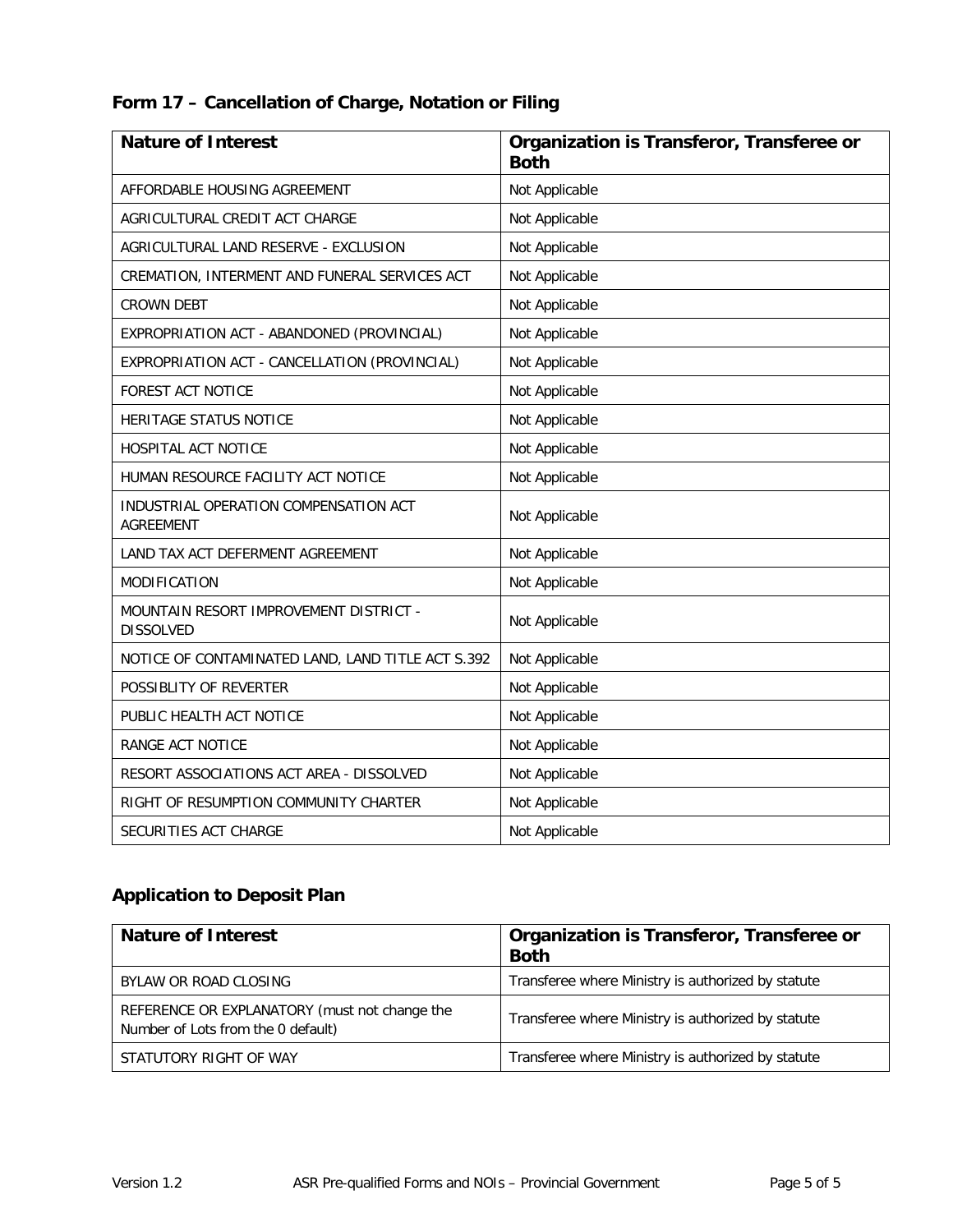## Form 17 – Cancellation of Charge, Notation or Filing

| Nature of Interest | Organization is Transferor, Transferee or Both |
|---|---|
| AFFORDABLE HOUSING AGREEMENT | Not Applicable |
| AGRICULTURAL CREDIT ACT CHARGE | Not Applicable |
| AGRICULTURAL LAND RESERVE - EXCLUSION | Not Applicable |
| CREMATION, INTERMENT AND FUNERAL SERVICES ACT | Not Applicable |
| CROWN DEBT | Not Applicable |
| EXPROPRIATION ACT - ABANDONED (PROVINCIAL) | Not Applicable |
| EXPROPRIATION ACT - CANCELLATION (PROVINCIAL) | Not Applicable |
| FOREST ACT NOTICE | Not Applicable |
| HERITAGE STATUS NOTICE | Not Applicable |
| HOSPITAL ACT NOTICE | Not Applicable |
| HUMAN RESOURCE FACILITY ACT NOTICE | Not Applicable |
| INDUSTRIAL OPERATION COMPENSATION ACT AGREEMENT | Not Applicable |
| LAND TAX ACT DEFERMENT AGREEMENT | Not Applicable |
| MODIFICATION | Not Applicable |
| MOUNTAIN RESORT IMPROVEMENT DISTRICT - DISSOLVED | Not Applicable |
| NOTICE OF CONTAMINATED LAND, LAND TITLE ACT S.392 | Not Applicable |
| POSSIBLITY OF REVERTER | Not Applicable |
| PUBLIC HEALTH ACT NOTICE | Not Applicable |
| RANGE ACT NOTICE | Not Applicable |
| RESORT ASSOCIATIONS ACT AREA - DISSOLVED | Not Applicable |
| RIGHT OF RESUMPTION COMMUNITY CHARTER | Not Applicable |
| SECURITIES ACT CHARGE | Not Applicable |

## Application to Deposit Plan

| Nature of Interest | Organization is Transferor, Transferee or Both |
|---|---|
| BYLAW OR ROAD CLOSING | Transferee where Ministry is authorized by statute |
| REFERENCE OR EXPLANATORY (must not change the Number of Lots from the 0 default) | Transferee where Ministry is authorized by statute |
| STATUTORY RIGHT OF WAY | Transferee where Ministry is authorized by statute |